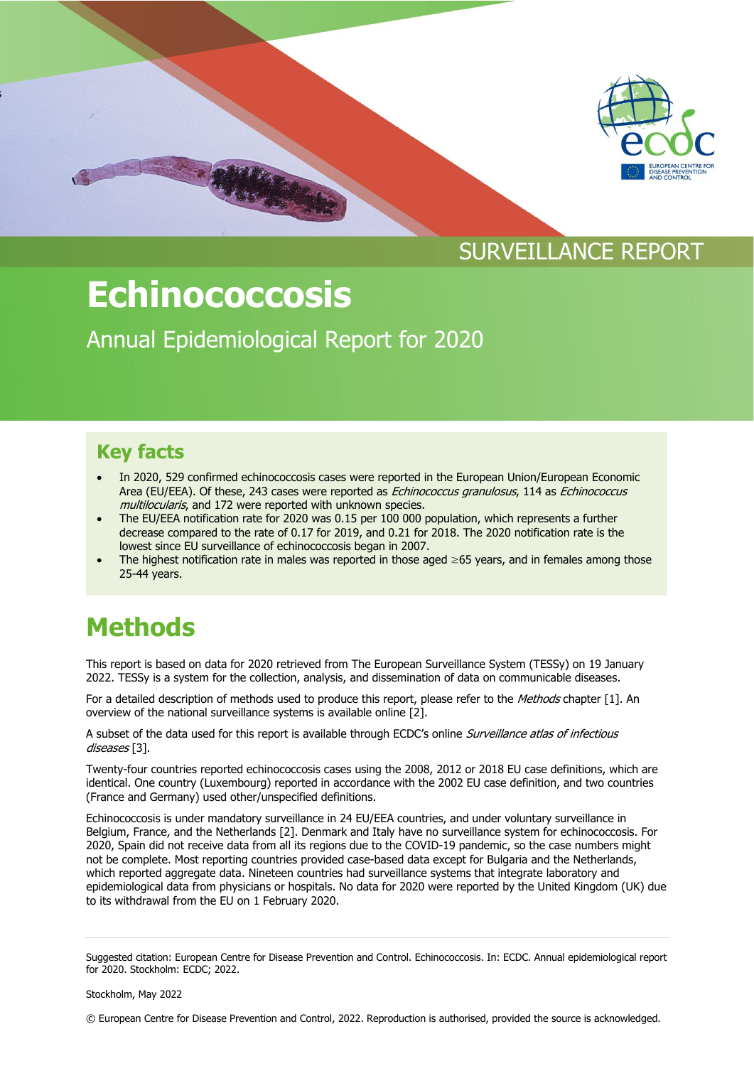SURVEILLANCE REPORT

# Echinococcosis

Annual Epidemiological Report for 2020

## Key facts

- In 2020, 529 confirmed echinococcosis cases were reported in the European Union/European Economic Area (EU/EEA). Of these, 243 cases were reported as *Echinococcus granulosus*, 114 as *Echinococcus multilocularis*, and 172 were reported with unknown species.
- The EU/EEA notification rate for 2020 was 0.15 per 100 000 population, which represents a further decrease compared to the rate of 0.17 for 2019, and 0.21 for 2018. The 2020 notification rate is the lowest since EU surveillance of echinococcosis began in 2007.
- The highest notification rate in males was reported in those aged ≥65 years, and in females among those 25-44 years.

# Methods

This report is based on data for 2020 retrieved from The European Surveillance System (TESSy) on 19 January 2022. TESSy is a system for the collection, analysis, and dissemination of data on communicable diseases.

For a detailed description of methods used to produce this report, please refer to the *Methods* chapter [1]. An overview of the national surveillance systems is available online [2].

A subset of the data used for this report is available through ECDC's online *Surveillance atlas of infectious diseases* [3].

Twenty-four countries reported echinococcosis cases using the 2008, 2012 or 2018 EU case definitions, which are identical. One country (Luxembourg) reported in accordance with the 2002 EU case definition, and two countries (France and Germany) used other/unspecified definitions.

Echinococcosis is under mandatory surveillance in 24 EU/EEA countries, and under voluntary surveillance in Belgium, France, and the Netherlands [2]. Denmark and Italy have no surveillance system for echinococcosis. For 2020, Spain did not receive data from all its regions due to the COVID-19 pandemic, so the case numbers might not be complete. Most reporting countries provided case-based data except for Bulgaria and the Netherlands, which reported aggregate data. Nineteen countries had surveillance systems that integrate laboratory and epidemiological data from physicians or hospitals. No data for 2020 were reported by the United Kingdom (UK) due to its withdrawal from the EU on 1 February 2020.

Suggested citation: European Centre for Disease Prevention and Control. Echinococcosis. In: ECDC. Annual epidemiological report for 2020. Stockholm: ECDC; 2022.

Stockholm, May 2022

© European Centre for Disease Prevention and Control, 2022. Reproduction is authorised, provided the source is acknowledged.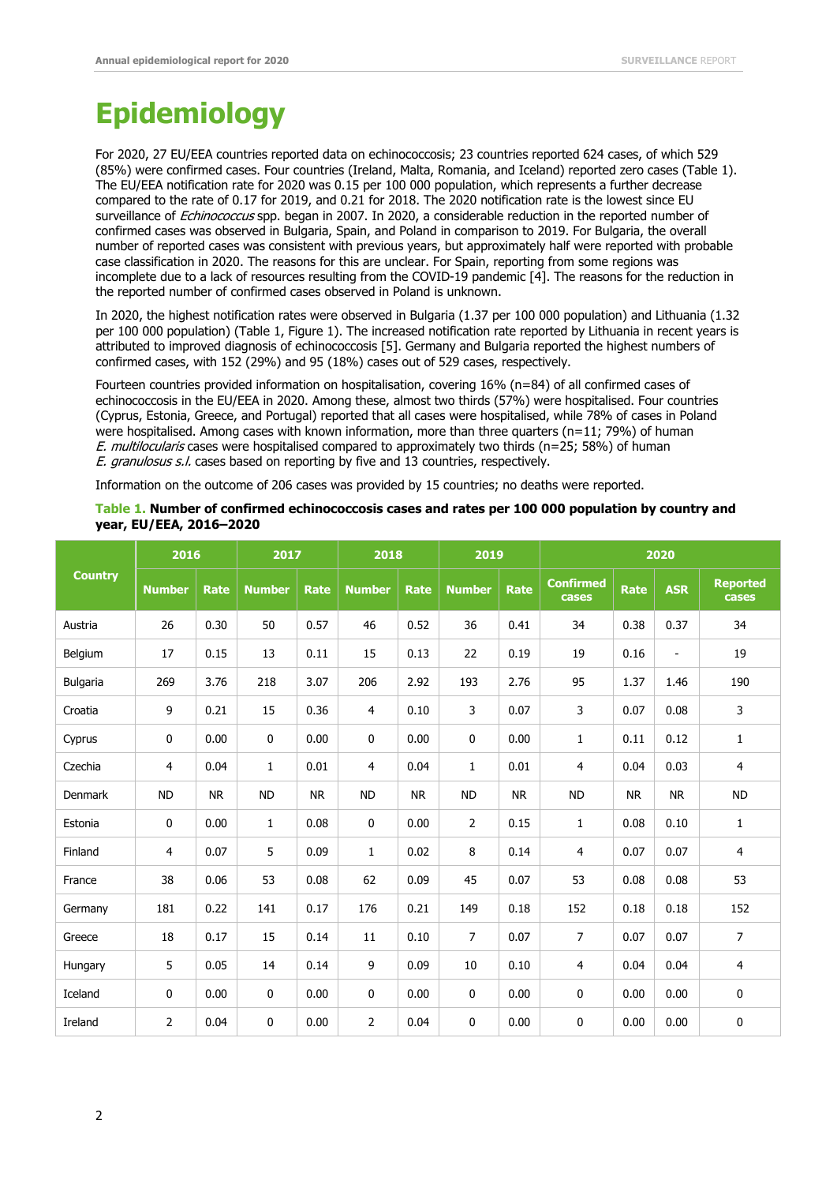# Epidemiology

For 2020, 27 EU/EEA countries reported data on echinococcosis; 23 countries reported 624 cases, of which 529 (85%) were confirmed cases. Four countries (Ireland, Malta, Romania, and Iceland) reported zero cases (Table 1). The EU/EEA notification rate for 2020 was 0.15 per 100 000 population, which represents a further decrease compared to the rate of 0.17 for 2019, and 0.21 for 2018. The 2020 notification rate is the lowest since EU surveillance of *Echinococcus* spp. began in 2007. In 2020, a considerable reduction in the reported number of confirmed cases was observed in Bulgaria, Spain, and Poland in comparison to 2019. For Bulgaria, the overall number of reported cases was consistent with previous years, but approximately half were reported with probable case classification in 2020. The reasons for this are unclear. For Spain, reporting from some regions was incomplete due to a lack of resources resulting from the COVID-19 pandemic [4]. The reasons for the reduction in the reported number of confirmed cases observed in Poland is unknown.

In 2020, the highest notification rates were observed in Bulgaria (1.37 per 100 000 population) and Lithuania (1.32 per 100 000 population) (Table 1, Figure 1). The increased notification rate reported by Lithuania in recent years is attributed to improved diagnosis of echinococcosis [5]. Germany and Bulgaria reported the highest numbers of confirmed cases, with 152 (29%) and 95 (18%) cases out of 529 cases, respectively.

Fourteen countries provided information on hospitalisation, covering 16% (n=84) of all confirmed cases of echinococcosis in the EU/EEA in 2020. Among these, almost two thirds (57%) were hospitalised. Four countries (Cyprus, Estonia, Greece, and Portugal) reported that all cases were hospitalised, while 78% of cases in Poland were hospitalised. Among cases with known information, more than three quarters (n=11; 79%) of human *E. multilocularis* cases were hospitalised compared to approximately two thirds (n=25; 58%) of human *E. granulosus s.l.* cases based on reporting by five and 13 countries, respectively.

Information on the outcome of 206 cases was provided by 15 countries; no deaths were reported.

**Table 1. Number of confirmed echinococcosis cases and rates per 100 000 population by country and year, EU/EEA, 2016–2020**

| Country | 2016 | | 2017 | | 2018 | | 2019 | | 2020 | | | |
|---|---|---|---|---|---|---|---|---|---|---|---|---|
| | Number | Rate | Number | Rate | Number | Rate | Number | Rate | Confirmed cases | Rate | ASR | Reported cases |
| Austria | 26 | 0.30 | 50 | 0.57 | 46 | 0.52 | 36 | 0.41 | 34 | 0.38 | 0.37 | 34 |
| Belgium | 17 | 0.15 | 13 | 0.11 | 15 | 0.13 | 22 | 0.19 | 19 | 0.16 | - | 19 |
| Bulgaria | 269 | 3.76 | 218 | 3.07 | 206 | 2.92 | 193 | 2.76 | 95 | 1.37 | 1.46 | 190 |
| Croatia | 9 | 0.21 | 15 | 0.36 | 4 | 0.10 | 3 | 0.07 | 3 | 0.07 | 0.08 | 3 |
| Cyprus | 0 | 0.00 | 0 | 0.00 | 0 | 0.00 | 0 | 0.00 | 1 | 0.11 | 0.12 | 1 |
| Czechia | 4 | 0.04 | 1 | 0.01 | 4 | 0.04 | 1 | 0.01 | 4 | 0.04 | 0.03 | 4 |
| Denmark | ND | NR | ND | NR | ND | NR | ND | NR | ND | NR | NR | ND |
| Estonia | 0 | 0.00 | 1 | 0.08 | 0 | 0.00 | 2 | 0.15 | 1 | 0.08 | 0.10 | 1 |
| Finland | 4 | 0.07 | 5 | 0.09 | 1 | 0.02 | 8 | 0.14 | 4 | 0.07 | 0.07 | 4 |
| France | 38 | 0.06 | 53 | 0.08 | 62 | 0.09 | 45 | 0.07 | 53 | 0.08 | 0.08 | 53 |
| Germany | 181 | 0.22 | 141 | 0.17 | 176 | 0.21 | 149 | 0.18 | 152 | 0.18 | 0.18 | 152 |
| Greece | 18 | 0.17 | 15 | 0.14 | 11 | 0.10 | 7 | 0.07 | 7 | 0.07 | 0.07 | 7 |
| Hungary | 5 | 0.05 | 14 | 0.14 | 9 | 0.09 | 10 | 0.10 | 4 | 0.04 | 0.04 | 4 |
| Iceland | 0 | 0.00 | 0 | 0.00 | 0 | 0.00 | 0 | 0.00 | 0 | 0.00 | 0.00 | 0 |
| Ireland | 2 | 0.04 | 0 | 0.00 | 2 | 0.04 | 0 | 0.00 | 0 | 0.00 | 0.00 | 0 |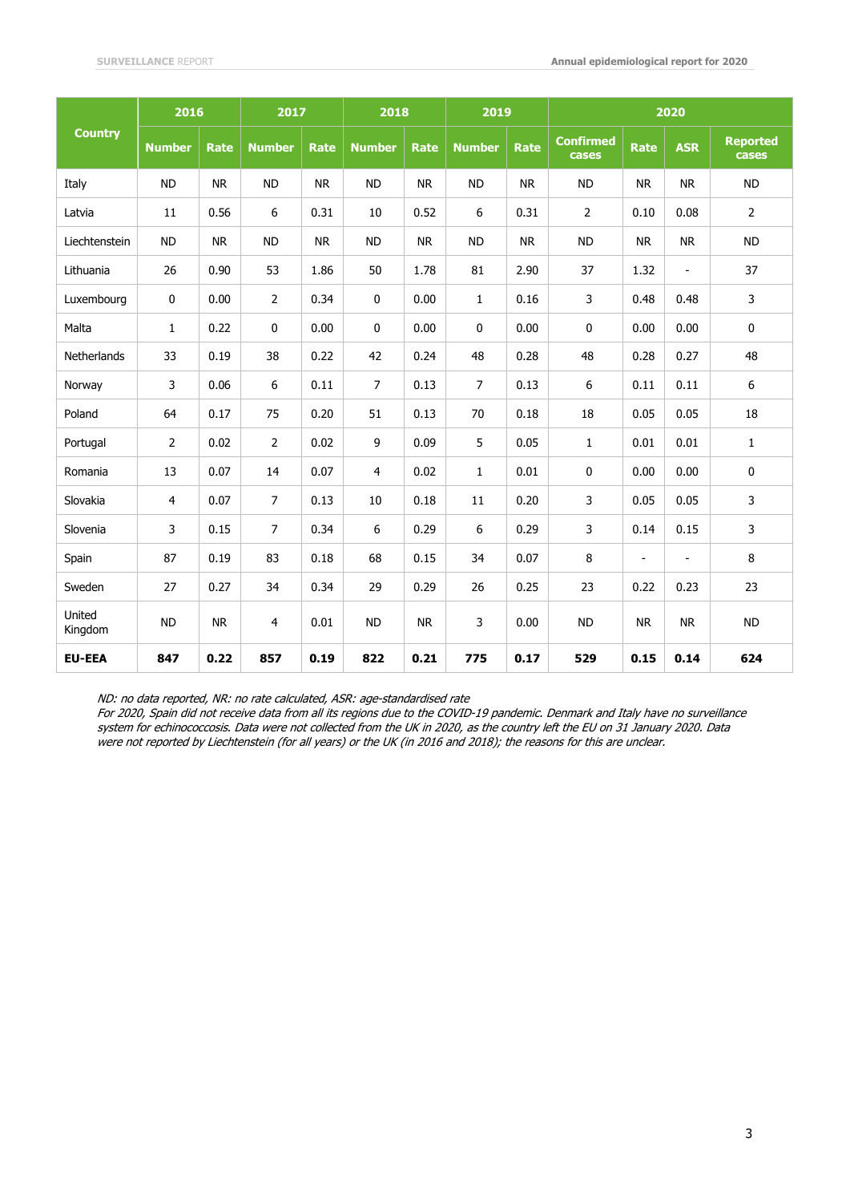| Country | 2016 | | 2017 | | 2018 | | 2019 | | 2020 | | | |
|---|---|---|---|---|---|---|---|---|---|---|---|---|
| | Number | Rate | Number | Rate | Number | Rate | Number | Rate | Confirmed cases | Rate | ASR | Reported cases |
| Italy | ND | NR | ND | NR | ND | NR | ND | NR | ND | NR | NR | ND |
| Latvia | 11 | 0.56 | 6 | 0.31 | 10 | 0.52 | 6 | 0.31 | 2 | 0.10 | 0.08 | 2 |
| Liechtenstein | ND | NR | ND | NR | ND | NR | ND | NR | ND | NR | NR | ND |
| Lithuania | 26 | 0.90 | 53 | 1.86 | 50 | 1.78 | 81 | 2.90 | 37 | 1.32 | - | 37 |
| Luxembourg | 0 | 0.00 | 2 | 0.34 | 0 | 0.00 | 1 | 0.16 | 3 | 0.48 | 0.48 | 3 |
| Malta | 1 | 0.22 | 0 | 0.00 | 0 | 0.00 | 0 | 0.00 | 0 | 0.00 | 0.00 | 0 |
| Netherlands | 33 | 0.19 | 38 | 0.22 | 42 | 0.24 | 48 | 0.28 | 48 | 0.28 | 0.27 | 48 |
| Norway | 3 | 0.06 | 6 | 0.11 | 7 | 0.13 | 7 | 0.13 | 6 | 0.11 | 0.11 | 6 |
| Poland | 64 | 0.17 | 75 | 0.20 | 51 | 0.13 | 70 | 0.18 | 18 | 0.05 | 0.05 | 18 |
| Portugal | 2 | 0.02 | 2 | 0.02 | 9 | 0.09 | 5 | 0.05 | 1 | 0.01 | 0.01 | 1 |
| Romania | 13 | 0.07 | 14 | 0.07 | 4 | 0.02 | 1 | 0.01 | 0 | 0.00 | 0.00 | 0 |
| Slovakia | 4 | 0.07 | 7 | 0.13 | 10 | 0.18 | 11 | 0.20 | 3 | 0.05 | 0.05 | 3 |
| Slovenia | 3 | 0.15 | 7 | 0.34 | 6 | 0.29 | 6 | 0.29 | 3 | 0.14 | 0.15 | 3 |
| Spain | 87 | 0.19 | 83 | 0.18 | 68 | 0.15 | 34 | 0.07 | 8 | - | - | 8 |
| Sweden | 27 | 0.27 | 34 | 0.34 | 29 | 0.29 | 26 | 0.25 | 23 | 0.22 | 0.23 | 23 |
| United Kingdom | ND | NR | 4 | 0.01 | ND | NR | 3 | 0.00 | ND | NR | NR | ND |
| **EU-EEA** | **847** | **0.22** | **857** | **0.19** | **822** | **0.21** | **775** | **0.17** | **529** | **0.15** | **0.14** | **624** |

*ND: no data reported, NR: no rate calculated, ASR: age-standardised rate*
*For 2020, Spain did not receive data from all its regions due to the COVID-19 pandemic. Denmark and Italy have no surveillance system for echinococcosis. Data were not collected from the UK in 2020, as the country left the EU on 31 January 2020. Data were not reported by Liechtenstein (for all years) or the UK (in 2016 and 2018); the reasons for this are unclear.*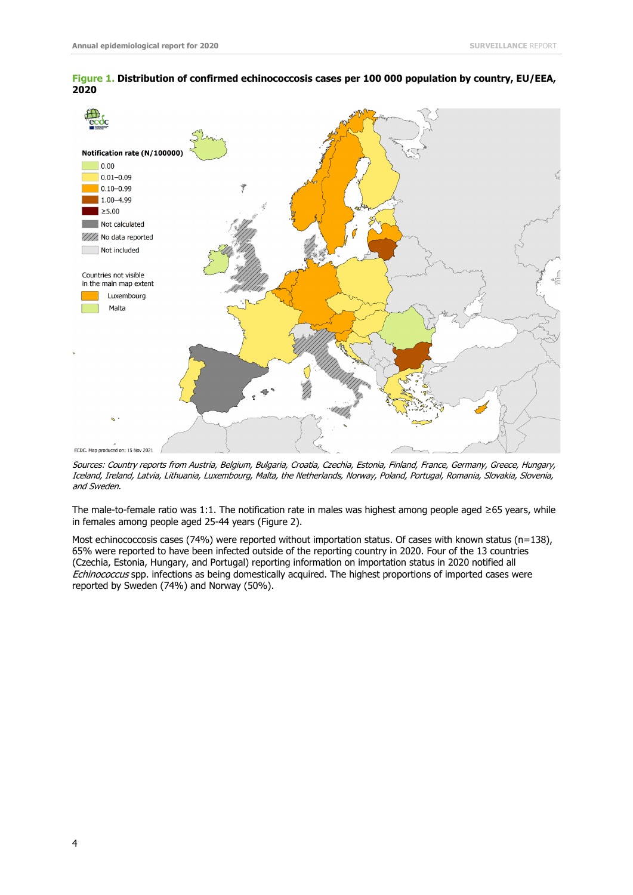**Figure 1. Distribution of confirmed echinococcosis cases per 100 000 population by country, EU/EEA, 2020**

*Sources: Country reports from Austria, Belgium, Bulgaria, Croatia, Czechia, Estonia, Finland, France, Germany, Greece, Hungary, Iceland, Ireland, Latvia, Lithuania, Luxembourg, Malta, the Netherlands, Norway, Poland, Portugal, Romania, Slovakia, Slovenia, and Sweden.*

The male-to-female ratio was 1:1. The notification rate in males was highest among people aged ≥65 years, while in females among people aged 25-44 years (Figure 2).

Most echinococcosis cases (74%) were reported without importation status. Of cases with known status (n=138), 65% were reported to have been infected outside of the reporting country in 2020. Four of the 13 countries (Czechia, Estonia, Hungary, and Portugal) reporting information on importation status in 2020 notified all *Echinococcus* spp. infections as being domestically acquired. The highest proportions of imported cases were reported by Sweden (74%) and Norway (50%).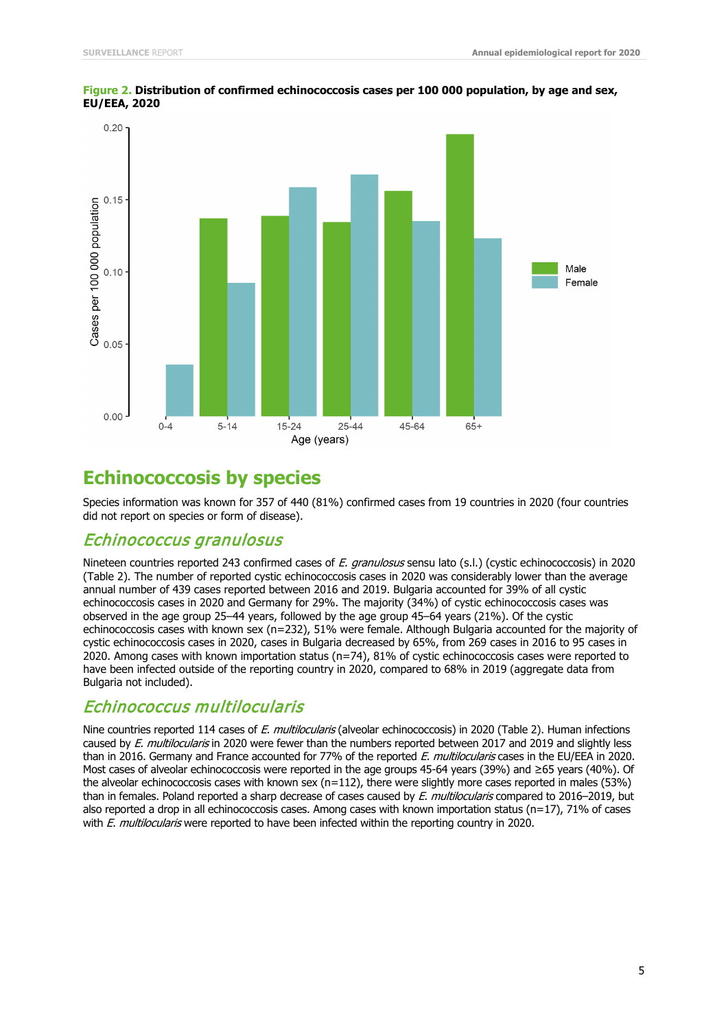**Figure 2. Distribution of confirmed echinococcosis cases per 100 000 population, by age and sex, EU/EEA, 2020**

0.20
0.15
0.10
0.05
0.00

Cases per 100 000 population

0-4
5-14
15-24
25-44
45-64
65+

Age (years)

Male
Female

## Echinococcosis by species

Species information was known for 357 of 440 (81%) confirmed cases from 19 countries in 2020 (four countries did not report on species or form of disease).

### *Echinococcus granulosus*

Nineteen countries reported 243 confirmed cases of *E. granulosus* sensu lato (s.l.) (cystic echinococcosis) in 2020 (Table 2). The number of reported cystic echinococcosis cases in 2020 was considerably lower than the average annual number of 439 cases reported between 2016 and 2019. Bulgaria accounted for 39% of all cystic echinococcosis cases in 2020 and Germany for 29%. The majority (34%) of cystic echinococcosis cases was observed in the age group 25–44 years, followed by the age group 45–64 years (21%). Of the cystic echinococcosis cases with known sex (n=232), 51% were female. Although Bulgaria accounted for the majority of cystic echinococcosis cases in 2020, cases in Bulgaria decreased by 65%, from 269 cases in 2016 to 95 cases in 2020. Among cases with known importation status (n=74), 81% of cystic echinococcosis cases were reported to have been infected outside of the reporting country in 2020, compared to 68% in 2019 (aggregate data from Bulgaria not included).

### *Echinococcus multilocularis*

Nine countries reported 114 cases of *E. multilocularis* (alveolar echinococcosis) in 2020 (Table 2). Human infections caused by *E. multilocularis* in 2020 were fewer than the numbers reported between 2017 and 2019 and slightly less than in 2016. Germany and France accounted for 77% of the reported *E. multilocularis* cases in the EU/EEA in 2020. Most cases of alveolar echinococcosis were reported in the age groups 45-64 years (39%) and ≥65 years (40%). Of the alveolar echinococcosis cases with known sex (n=112), there were slightly more cases reported in males (53%) than in females. Poland reported a sharp decrease of cases caused by *E. multilocularis* compared to 2016–2019, but also reported a drop in all echinococcosis cases. Among cases with known importation status (n=17), 71% of cases with *E. multilocularis* were reported to have been infected within the reporting country in 2020.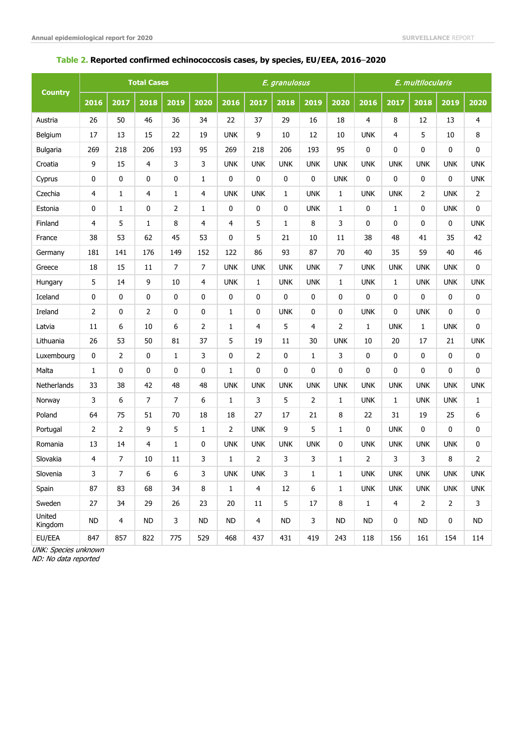**Table 2. Reported confirmed echinococcosis cases, by species, EU/EEA, 2016–2020**

| Country | Total Cases | | | | | *E. granulosus* | | | | | *E. multilocularis* | | | | |
|---|---|---|---|---|---|---|---|---|---|---|---|---|---|---|---|
| | 2016 | 2017 | 2018 | 2019 | 2020 | 2016 | 2017 | 2018 | 2019 | 2020 | 2016 | 2017 | 2018 | 2019 | 2020 |
| Austria | 26 | 50 | 46 | 36 | 34 | 22 | 37 | 29 | 16 | 18 | 4 | 8 | 12 | 13 | 4 |
| Belgium | 17 | 13 | 15 | 22 | 19 | UNK | 9 | 10 | 12 | 10 | UNK | 4 | 5 | 10 | 8 |
| Bulgaria | 269 | 218 | 206 | 193 | 95 | 269 | 218 | 206 | 193 | 95 | 0 | 0 | 0 | 0 | 0 |
| Croatia | 9 | 15 | 4 | 3 | 3 | UNK | UNK | UNK | UNK | UNK | UNK | UNK | UNK | UNK | UNK |
| Cyprus | 0 | 0 | 0 | 0 | 1 | 0 | 0 | 0 | 0 | UNK | 0 | 0 | 0 | 0 | UNK |
| Czechia | 4 | 1 | 4 | 1 | 4 | UNK | UNK | 1 | UNK | 1 | UNK | UNK | 2 | UNK | 2 |
| Estonia | 0 | 1 | 0 | 2 | 1 | 0 | 0 | 0 | UNK | 1 | 0 | 1 | 0 | UNK | 0 |
| Finland | 4 | 5 | 1 | 8 | 4 | 4 | 5 | 1 | 8 | 3 | 0 | 0 | 0 | 0 | UNK |
| France | 38 | 53 | 62 | 45 | 53 | 0 | 5 | 21 | 10 | 11 | 38 | 48 | 41 | 35 | 42 |
| Germany | 181 | 141 | 176 | 149 | 152 | 122 | 86 | 93 | 87 | 70 | 40 | 35 | 59 | 40 | 46 |
| Greece | 18 | 15 | 11 | 7 | 7 | UNK | UNK | UNK | UNK | 7 | UNK | UNK | UNK | UNK | 0 |
| Hungary | 5 | 14 | 9 | 10 | 4 | UNK | 1 | UNK | UNK | 1 | UNK | 1 | UNK | UNK | UNK |
| Iceland | 0 | 0 | 0 | 0 | 0 | 0 | 0 | 0 | 0 | 0 | 0 | 0 | 0 | 0 | 0 |
| Ireland | 2 | 0 | 2 | 0 | 0 | 1 | 0 | UNK | 0 | 0 | UNK | 0 | UNK | 0 | 0 |
| Latvia | 11 | 6 | 10 | 6 | 2 | 1 | 4 | 5 | 4 | 2 | 1 | UNK | 1 | UNK | 0 |
| Lithuania | 26 | 53 | 50 | 81 | 37 | 5 | 19 | 11 | 30 | UNK | 10 | 20 | 17 | 21 | UNK |
| Luxembourg | 0 | 2 | 0 | 1 | 3 | 0 | 2 | 0 | 1 | 3 | 0 | 0 | 0 | 0 | 0 |
| Malta | 1 | 0 | 0 | 0 | 0 | 1 | 0 | 0 | 0 | 0 | 0 | 0 | 0 | 0 | 0 |
| Netherlands | 33 | 38 | 42 | 48 | 48 | UNK | UNK | UNK | UNK | UNK | UNK | UNK | UNK | UNK | UNK |
| Norway | 3 | 6 | 7 | 7 | 6 | 1 | 3 | 5 | 2 | 1 | UNK | 1 | UNK | UNK | 1 |
| Poland | 64 | 75 | 51 | 70 | 18 | 18 | 27 | 17 | 21 | 8 | 22 | 31 | 19 | 25 | 6 |
| Portugal | 2 | 2 | 9 | 5 | 1 | 2 | UNK | 9 | 5 | 1 | 0 | UNK | 0 | 0 | 0 |
| Romania | 13 | 14 | 4 | 1 | 0 | UNK | UNK | UNK | UNK | 0 | UNK | UNK | UNK | UNK | 0 |
| Slovakia | 4 | 7 | 10 | 11 | 3 | 1 | 2 | 3 | 3 | 1 | 2 | 3 | 3 | 8 | 2 |
| Slovenia | 3 | 7 | 6 | 6 | 3 | UNK | UNK | 3 | 1 | 1 | UNK | UNK | UNK | UNK | UNK |
| Spain | 87 | 83 | 68 | 34 | 8 | 1 | 4 | 12 | 6 | 1 | UNK | UNK | UNK | UNK | UNK |
| Sweden | 27 | 34 | 29 | 26 | 23 | 20 | 11 | 5 | 17 | 8 | 1 | 4 | 2 | 2 | 3 |
| United Kingdom | ND | 4 | ND | 3 | ND | ND | 4 | ND | 3 | ND | ND | 0 | ND | 0 | ND |
| EU/EEA | 847 | 857 | 822 | 775 | 529 | 468 | 437 | 431 | 419 | 243 | 118 | 156 | 161 | 154 | 114 |

*UNK: Species unknown*
*ND: No data reported*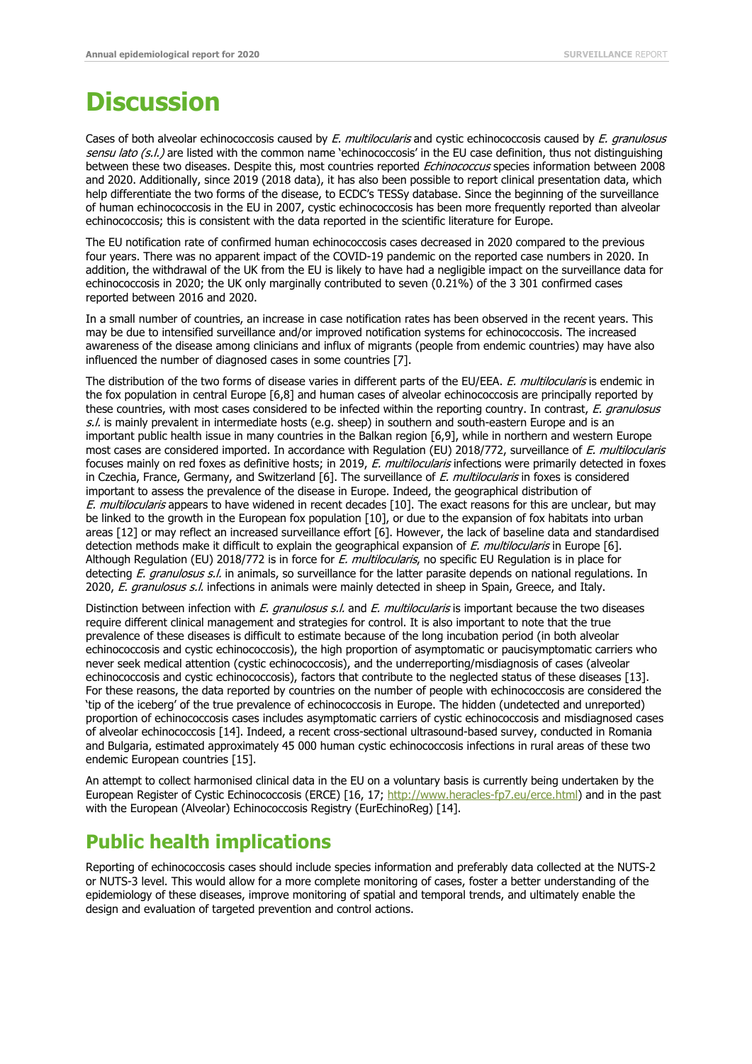# Discussion

Cases of both alveolar echinococcosis caused by *E. multilocularis* and cystic echinococcosis caused by *E. granulosus sensu lato (s.l.)* are listed with the common name 'echinococcosis' in the EU case definition, thus not distinguishing between these two diseases. Despite this, most countries reported *Echinococcus* species information between 2008 and 2020. Additionally, since 2019 (2018 data), it has also been possible to report clinical presentation data, which help differentiate the two forms of the disease, to ECDC's TESSy database. Since the beginning of the surveillance of human echinococcosis in the EU in 2007, cystic echinococcosis has been more frequently reported than alveolar echinococcosis; this is consistent with the data reported in the scientific literature for Europe.

The EU notification rate of confirmed human echinococcosis cases decreased in 2020 compared to the previous four years. There was no apparent impact of the COVID-19 pandemic on the reported case numbers in 2020. In addition, the withdrawal of the UK from the EU is likely to have had a negligible impact on the surveillance data for echinococcosis in 2020; the UK only marginally contributed to seven (0.21%) of the 3 301 confirmed cases reported between 2016 and 2020.

In a small number of countries, an increase in case notification rates has been observed in the recent years. This may be due to intensified surveillance and/or improved notification systems for echinococcosis. The increased awareness of the disease among clinicians and influx of migrants (people from endemic countries) may have also influenced the number of diagnosed cases in some countries [7].

The distribution of the two forms of disease varies in different parts of the EU/EEA. *E. multilocularis* is endemic in the fox population in central Europe [6,8] and human cases of alveolar echinococcosis are principally reported by these countries, with most cases considered to be infected within the reporting country. In contrast, *E. granulosus s.l.* is mainly prevalent in intermediate hosts (e.g. sheep) in southern and south-eastern Europe and is an important public health issue in many countries in the Balkan region [6,9], while in northern and western Europe most cases are considered imported. In accordance with Regulation (EU) 2018/772, surveillance of *E. multilocularis* focuses mainly on red foxes as definitive hosts; in 2019, *E. multilocularis* infections were primarily detected in foxes in Czechia, France, Germany, and Switzerland [6]. The surveillance of *E. multilocularis* in foxes is considered important to assess the prevalence of the disease in Europe. Indeed, the geographical distribution of *E. multilocularis* appears to have widened in recent decades [10]. The exact reasons for this are unclear, but may be linked to the growth in the European fox population [10], or due to the expansion of fox habitats into urban areas [12] or may reflect an increased surveillance effort [6]. However, the lack of baseline data and standardised detection methods make it difficult to explain the geographical expansion of *E. multilocularis* in Europe [6]. Although Regulation (EU) 2018/772 is in force for *E. multilocularis*, no specific EU Regulation is in place for detecting *E. granulosus s.l.* in animals, so surveillance for the latter parasite depends on national regulations. In 2020, *E. granulosus s.l.* infections in animals were mainly detected in sheep in Spain, Greece, and Italy.

Distinction between infection with *E. granulosus s.l.* and *E. multilocularis* is important because the two diseases require different clinical management and strategies for control. It is also important to note that the true prevalence of these diseases is difficult to estimate because of the long incubation period (in both alveolar echinococcosis and cystic echinococcosis), the high proportion of asymptomatic or paucisymptomatic carriers who never seek medical attention (cystic echinococcosis), and the underreporting/misdiagnosis of cases (alveolar echinococcosis and cystic echinococcosis), factors that contribute to the neglected status of these diseases [13]. For these reasons, the data reported by countries on the number of people with echinococcosis are considered the 'tip of the iceberg' of the true prevalence of echinococcosis in Europe. The hidden (undetected and unreported) proportion of echinococcosis cases includes asymptomatic carriers of cystic echinococcosis and misdiagnosed cases of alveolar echinococcosis [14]. Indeed, a recent cross-sectional ultrasound-based survey, conducted in Romania and Bulgaria, estimated approximately 45 000 human cystic echinococcosis infections in rural areas of these two endemic European countries [15].

An attempt to collect harmonised clinical data in the EU on a voluntary basis is currently being undertaken by the European Register of Cystic Echinococcosis (ERCE) [16, 17; http://www.heracles-fp7.eu/erce.html] and in the past with the European (Alveolar) Echinococcosis Registry (EurEchinoReg) [14].

## Public health implications

Reporting of echinococcosis cases should include species information and preferably data collected at the NUTS-2 or NUTS-3 level. This would allow for a more complete monitoring of cases, foster a better understanding of the epidemiology of these diseases, improve monitoring of spatial and temporal trends, and ultimately enable the design and evaluation of targeted prevention and control actions.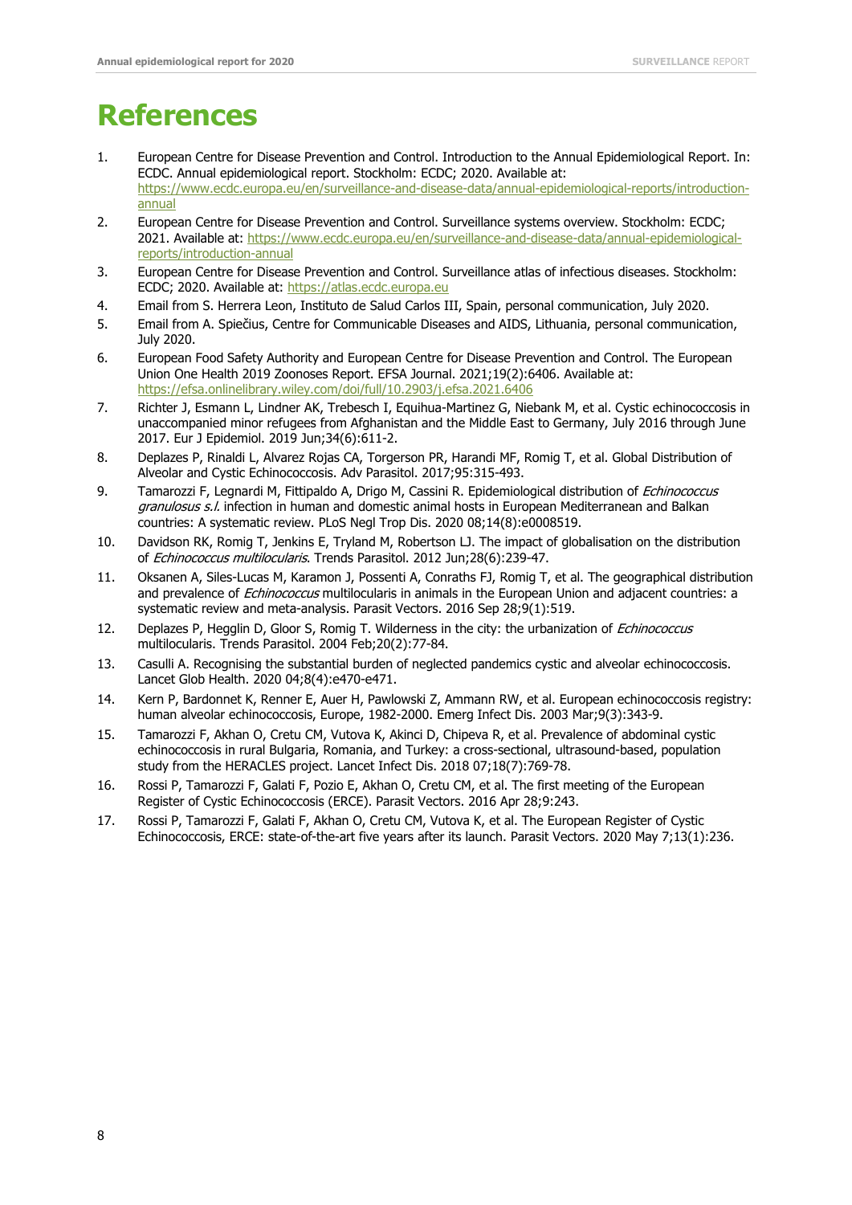# References

1. European Centre for Disease Prevention and Control. Introduction to the Annual Epidemiological Report. In: ECDC. Annual epidemiological report. Stockholm: ECDC; 2020. Available at: https://www.ecdc.europa.eu/en/surveillance-and-disease-data/annual-epidemiological-reports/introduction-annual
2. European Centre for Disease Prevention and Control. Surveillance systems overview. Stockholm: ECDC; 2021. Available at: https://www.ecdc.europa.eu/en/surveillance-and-disease-data/annual-epidemiological-reports/introduction-annual
3. European Centre for Disease Prevention and Control. Surveillance atlas of infectious diseases. Stockholm: ECDC; 2020. Available at: https://atlas.ecdc.europa.eu
4. Email from S. Herrera Leon, Instituto de Salud Carlos III, Spain, personal communication, July 2020.
5. Email from A. Spiečius, Centre for Communicable Diseases and AIDS, Lithuania, personal communication, July 2020.
6. European Food Safety Authority and European Centre for Disease Prevention and Control. The European Union One Health 2019 Zoonoses Report. EFSA Journal. 2021;19(2):6406. Available at: https://efsa.onlinelibrary.wiley.com/doi/full/10.2903/j.efsa.2021.6406
7. Richter J, Esmann L, Lindner AK, Trebesch I, Equihua-Martinez G, Niebank M, et al. Cystic echinococcosis in unaccompanied minor refugees from Afghanistan and the Middle East to Germany, July 2016 through June 2017. Eur J Epidemiol. 2019 Jun;34(6):611-2.
8. Deplazes P, Rinaldi L, Alvarez Rojas CA, Torgerson PR, Harandi MF, Romig T, et al. Global Distribution of Alveolar and Cystic Echinococcosis. Adv Parasitol. 2017;95:315-493.
9. Tamarozzi F, Legnardi M, Fittipaldo A, Drigo M, Cassini R. Epidemiological distribution of *Echinococcus granulosus s.l.* infection in human and domestic animal hosts in European Mediterranean and Balkan countries: A systematic review. PLoS Negl Trop Dis. 2020 08;14(8):e0008519.
10. Davidson RK, Romig T, Jenkins E, Tryland M, Robertson LJ. The impact of globalisation on the distribution of *Echinococcus multilocularis*. Trends Parasitol. 2012 Jun;28(6):239-47.
11. Oksanen A, Siles-Lucas M, Karamon J, Possenti A, Conraths FJ, Romig T, et al. The geographical distribution and prevalence of *Echinococcus* multilocularis in animals in the European Union and adjacent countries: a systematic review and meta-analysis. Parasit Vectors. 2016 Sep 28;9(1):519.
12. Deplazes P, Hegglin D, Gloor S, Romig T. Wilderness in the city: the urbanization of *Echinococcus* multilocularis. Trends Parasitol. 2004 Feb;20(2):77-84.
13. Casulli A. Recognising the substantial burden of neglected pandemics cystic and alveolar echinococcosis. Lancet Glob Health. 2020 04;8(4):e470-e471.
14. Kern P, Bardonnet K, Renner E, Auer H, Pawlowski Z, Ammann RW, et al. European echinococcosis registry: human alveolar echinococcosis, Europe, 1982-2000. Emerg Infect Dis. 2003 Mar;9(3):343-9.
15. Tamarozzi F, Akhan O, Cretu CM, Vutova K, Akinci D, Chipeva R, et al. Prevalence of abdominal cystic echinococcosis in rural Bulgaria, Romania, and Turkey: a cross-sectional, ultrasound-based, population study from the HERACLES project. Lancet Infect Dis. 2018 07;18(7):769-78.
16. Rossi P, Tamarozzi F, Galati F, Pozio E, Akhan O, Cretu CM, et al. The first meeting of the European Register of Cystic Echinococcosis (ERCE). Parasit Vectors. 2016 Apr 28;9:243.
17. Rossi P, Tamarozzi F, Galati F, Akhan O, Cretu CM, Vutova K, et al. The European Register of Cystic Echinococcosis, ERCE: state-of-the-art five years after its launch. Parasit Vectors. 2020 May 7;13(1):236.